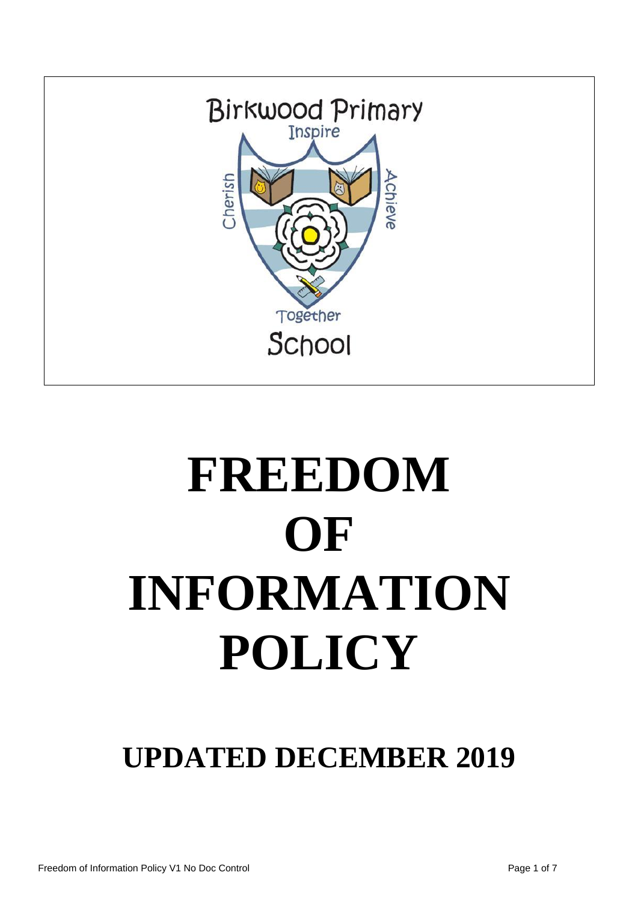Birkwood Primary School

Inspire · Cherish · Achieve · Together

# FREEDOM OF INFORMATION POLICY

## UPDATED DECEMBER 2019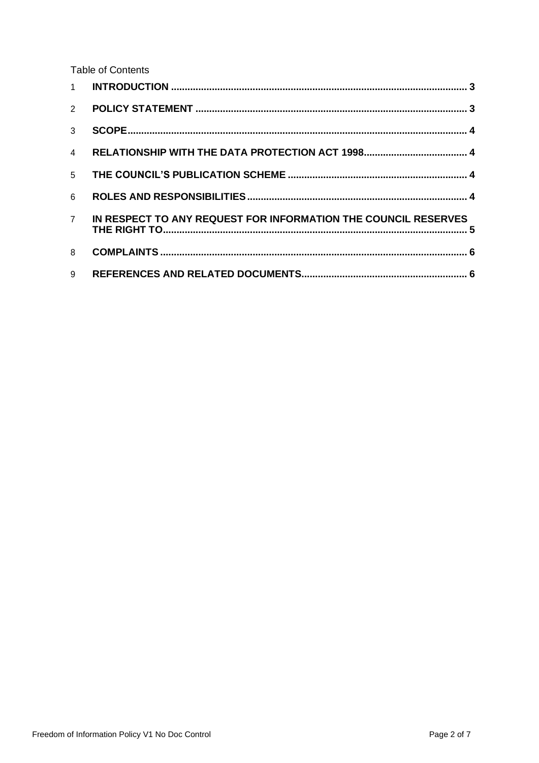Table of Contents

1 **INTRODUCTION** ........................................................................................................ 3

2 **POLICY STATEMENT** ................................................................................................ 3

3 **SCOPE** ....................................................................................................................... 4

4 **RELATIONSHIP WITH THE DATA PROTECTION ACT 1998** ...................................... 4

5 **THE COUNCIL'S PUBLICATION SCHEME** .................................................................. 4

6 **ROLES AND RESPONSIBILITIES** ................................................................................ 4

7 **IN RESPECT TO ANY REQUEST FOR INFORMATION THE COUNCIL RESERVES THE RIGHT TO** .......................................................................................................... 5

8 **COMPLAINTS** ............................................................................................................. 6

9 **REFERENCES AND RELATED DOCUMENTS** ............................................................. 6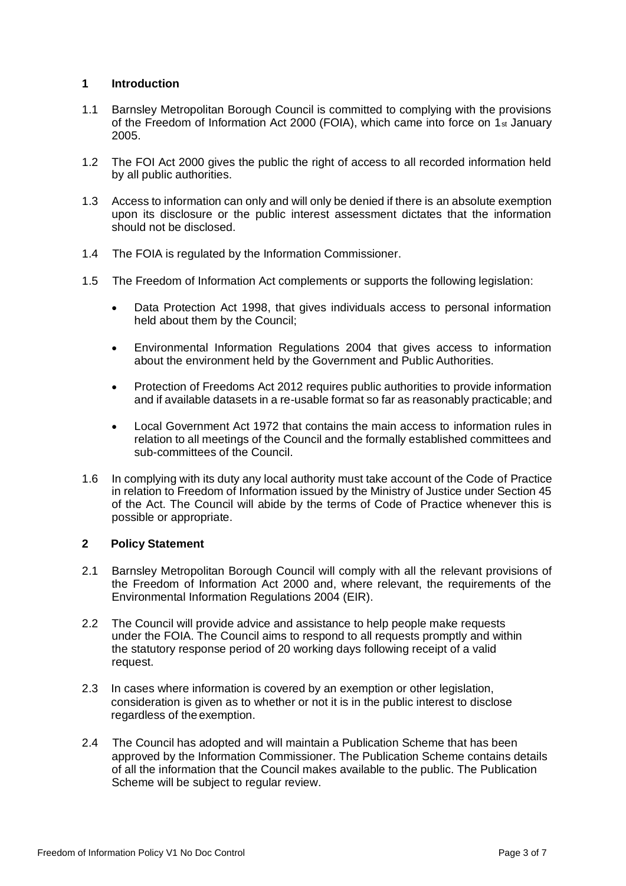## 1 Introduction

1.1 Barnsley Metropolitan Borough Council is committed to complying with the provisions of the Freedom of Information Act 2000 (FOIA), which came into force on 1st January 2005.

1.2 The FOI Act 2000 gives the public the right of access to all recorded information held by all public authorities.

1.3 Access to information can only and will only be denied if there is an absolute exemption upon its disclosure or the public interest assessment dictates that the information should not be disclosed.

1.4 The FOIA is regulated by the Information Commissioner.

1.5 The Freedom of Information Act complements or supports the following legislation:

- Data Protection Act 1998, that gives individuals access to personal information held about them by the Council;
- Environmental Information Regulations 2004 that gives access to information about the environment held by the Government and Public Authorities.
- Protection of Freedoms Act 2012 requires public authorities to provide information and if available datasets in a re-usable format so far as reasonably practicable; and
- Local Government Act 1972 that contains the main access to information rules in relation to all meetings of the Council and the formally established committees and sub-committees of the Council.

1.6 In complying with its duty any local authority must take account of the Code of Practice in relation to Freedom of Information issued by the Ministry of Justice under Section 45 of the Act. The Council will abide by the terms of Code of Practice whenever this is possible or appropriate.

## 2 Policy Statement

2.1 Barnsley Metropolitan Borough Council will comply with all the relevant provisions of the Freedom of Information Act 2000 and, where relevant, the requirements of the Environmental Information Regulations 2004 (EIR).

2.2 The Council will provide advice and assistance to help people make requests under the FOIA. The Council aims to respond to all requests promptly and within the statutory response period of 20 working days following receipt of a valid request.

2.3 In cases where information is covered by an exemption or other legislation, consideration is given as to whether or not it is in the public interest to disclose regardless of the exemption.

2.4 The Council has adopted and will maintain a Publication Scheme that has been approved by the Information Commissioner. The Publication Scheme contains details of all the information that the Council makes available to the public. The Publication Scheme will be subject to regular review.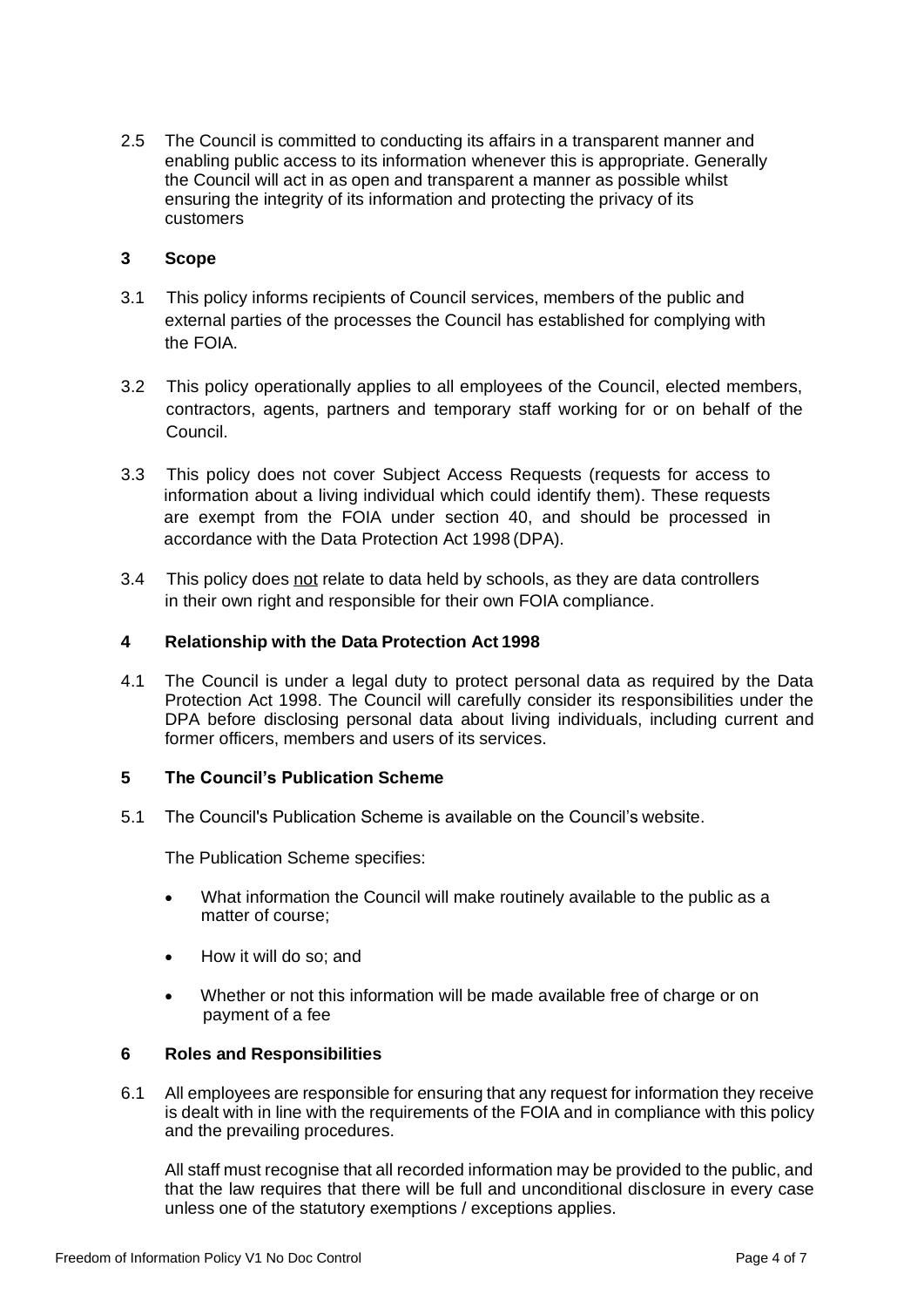2.5 The Council is committed to conducting its affairs in a transparent manner and enabling public access to its information whenever this is appropriate. Generally the Council will act in as open and transparent a manner as possible whilst ensuring the integrity of its information and protecting the privacy of its customers

## 3 Scope

3.1 This policy informs recipients of Council services, members of the public and external parties of the processes the Council has established for complying with the FOIA.

3.2 This policy operationally applies to all employees of the Council, elected members, contractors, agents, partners and temporary staff working for or on behalf of the Council.

3.3 This policy does not cover Subject Access Requests (requests for access to information about a living individual which could identify them). These requests are exempt from the FOIA under section 40, and should be processed in accordance with the Data Protection Act 1998 (DPA).

3.4 This policy does <u>not</u> relate to data held by schools, as they are data controllers in their own right and responsible for their own FOIA compliance.

## 4 Relationship with the Data Protection Act 1998

4.1 The Council is under a legal duty to protect personal data as required by the Data Protection Act 1998. The Council will carefully consider its responsibilities under the DPA before disclosing personal data about living individuals, including current and former officers, members and users of its services.

## 5 The Council's Publication Scheme

5.1 The Council's Publication Scheme is available on the Council's website.

The Publication Scheme specifies:

- What information the Council will make routinely available to the public as a matter of course;
- How it will do so; and
- Whether or not this information will be made available free of charge or on payment of a fee

## 6 Roles and Responsibilities

6.1 All employees are responsible for ensuring that any request for information they receive is dealt with in line with the requirements of the FOIA and in compliance with this policy and the prevailing procedures.

All staff must recognise that all recorded information may be provided to the public, and that the law requires that there will be full and unconditional disclosure in every case unless one of the statutory exemptions / exceptions applies.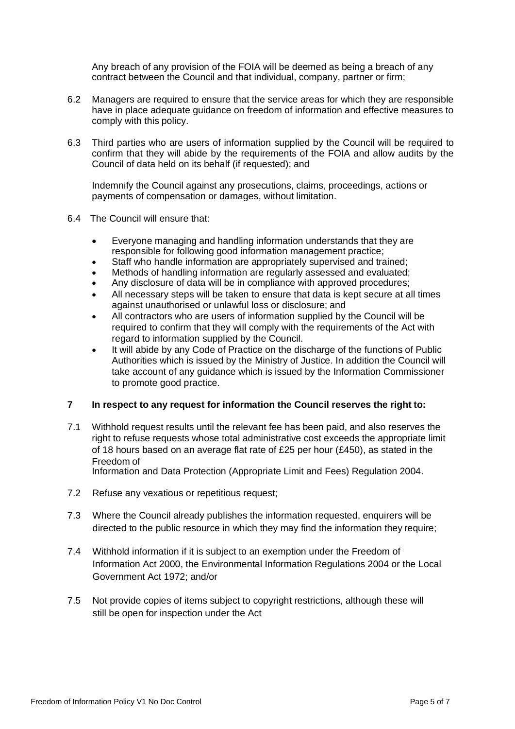Any breach of any provision of the FOIA will be deemed as being a breach of any contract between the Council and that individual, company, partner or firm;

6.2 Managers are required to ensure that the service areas for which they are responsible have in place adequate guidance on freedom of information and effective measures to comply with this policy.

6.3 Third parties who are users of information supplied by the Council will be required to confirm that they will abide by the requirements of the FOIA and allow audits by the Council of data held on its behalf (if requested); and

Indemnify the Council against any prosecutions, claims, proceedings, actions or payments of compensation or damages, without limitation.

6.4 The Council will ensure that:

- Everyone managing and handling information understands that they are responsible for following good information management practice;
- Staff who handle information are appropriately supervised and trained;
- Methods of handling information are regularly assessed and evaluated;
- Any disclosure of data will be in compliance with approved procedures;
- All necessary steps will be taken to ensure that data is kept secure at all times against unauthorised or unlawful loss or disclosure; and
- All contractors who are users of information supplied by the Council will be required to confirm that they will comply with the requirements of the Act with regard to information supplied by the Council.
- It will abide by any Code of Practice on the discharge of the functions of Public Authorities which is issued by the Ministry of Justice. In addition the Council will take account of any guidance which is issued by the Information Commissioner to promote good practice.

## 7 In respect to any request for information the Council reserves the right to:

7.1 Withhold request results until the relevant fee has been paid, and also reserves the right to refuse requests whose total administrative cost exceeds the appropriate limit of 18 hours based on an average flat rate of £25 per hour (£450), as stated in the Freedom of Information and Data Protection (Appropriate Limit and Fees) Regulation 2004.

7.2 Refuse any vexatious or repetitious request;

7.3 Where the Council already publishes the information requested, enquirers will be directed to the public resource in which they may find the information they require;

7.4 Withhold information if it is subject to an exemption under the Freedom of Information Act 2000, the Environmental Information Regulations 2004 or the Local Government Act 1972; and/or

7.5 Not provide copies of items subject to copyright restrictions, although these will still be open for inspection under the Act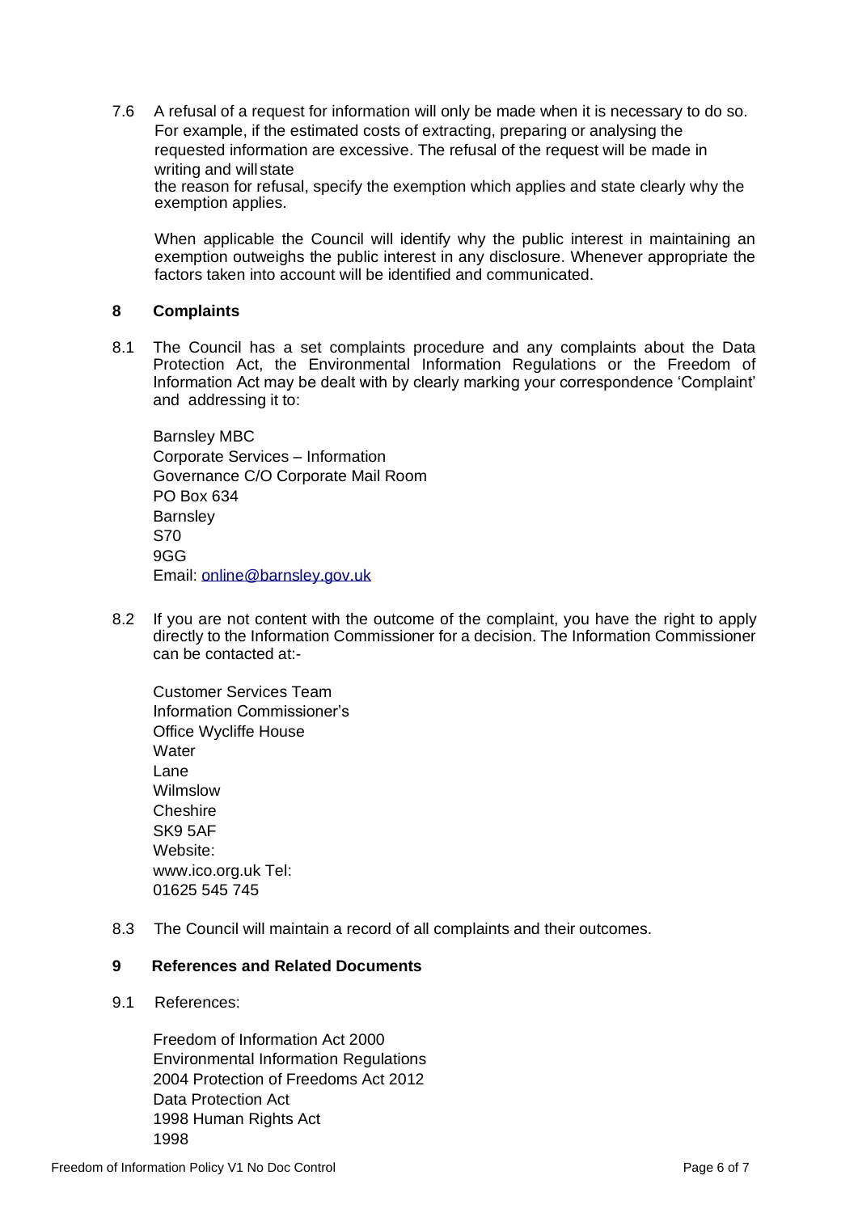7.6 A refusal of a request for information will only be made when it is necessary to do so. For example, if the estimated costs of extracting, preparing or analysing the requested information are excessive. The refusal of the request will be made in writing and will state the reason for refusal, specify the exemption which applies and state clearly why the exemption applies.

When applicable the Council will identify why the public interest in maintaining an exemption outweighs the public interest in any disclosure. Whenever appropriate the factors taken into account will be identified and communicated.

## 8 Complaints

8.1 The Council has a set complaints procedure and any complaints about the Data Protection Act, the Environmental Information Regulations or the Freedom of Information Act may be dealt with by clearly marking your correspondence 'Complaint' and addressing it to:

Barnsley MBC
Corporate Services – Information
Governance C/O Corporate Mail Room
PO Box 634
Barnsley
S70
9GG
Email: online@barnsley.gov.uk

8.2 If you are not content with the outcome of the complaint, you have the right to apply directly to the Information Commissioner for a decision. The Information Commissioner can be contacted at:-

Customer Services Team
Information Commissioner's
Office Wycliffe House
Water
Lane
Wilmslow
Cheshire
SK9 5AF
Website:
www.ico.org.uk Tel:
01625 545 745

8.3 The Council will maintain a record of all complaints and their outcomes.

## 9 References and Related Documents

9.1 References:

Freedom of Information Act 2000
Environmental Information Regulations
2004 Protection of Freedoms Act 2012
Data Protection Act
1998 Human Rights Act
1998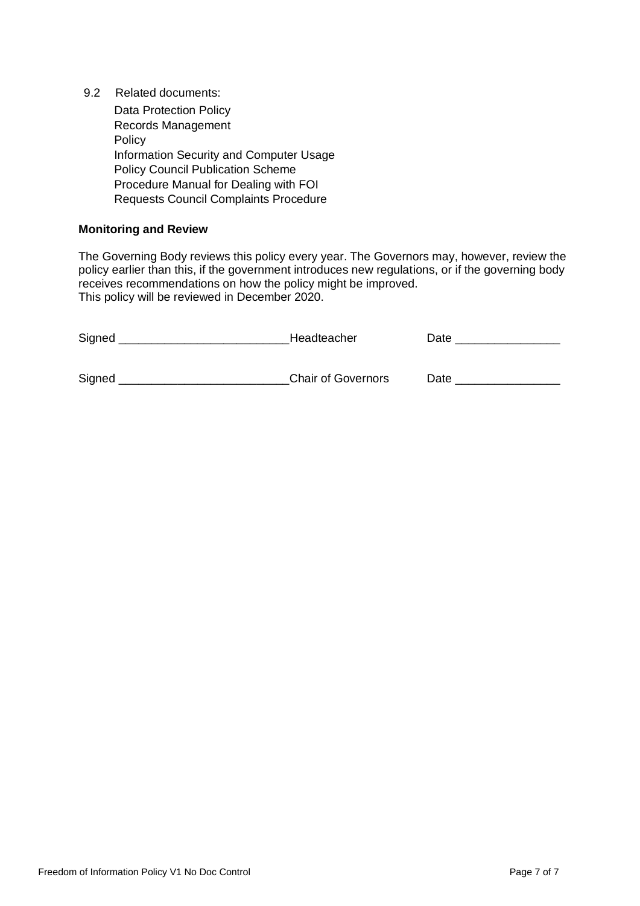9.2 Related documents:

Data Protection Policy
Records Management
Policy
Information Security and Computer Usage
Policy Council Publication Scheme
Procedure Manual for Dealing with FOI
Requests Council Complaints Procedure

**Monitoring and Review**

The Governing Body reviews this policy every year. The Governors may, however, review the policy earlier than this, if the government introduces new regulations, or if the governing body receives recommendations on how the policy might be improved.
This policy will be reviewed in December 2020.

Signed _________________________Headteacher Date _______________

Signed _________________________Chair of Governors Date _______________